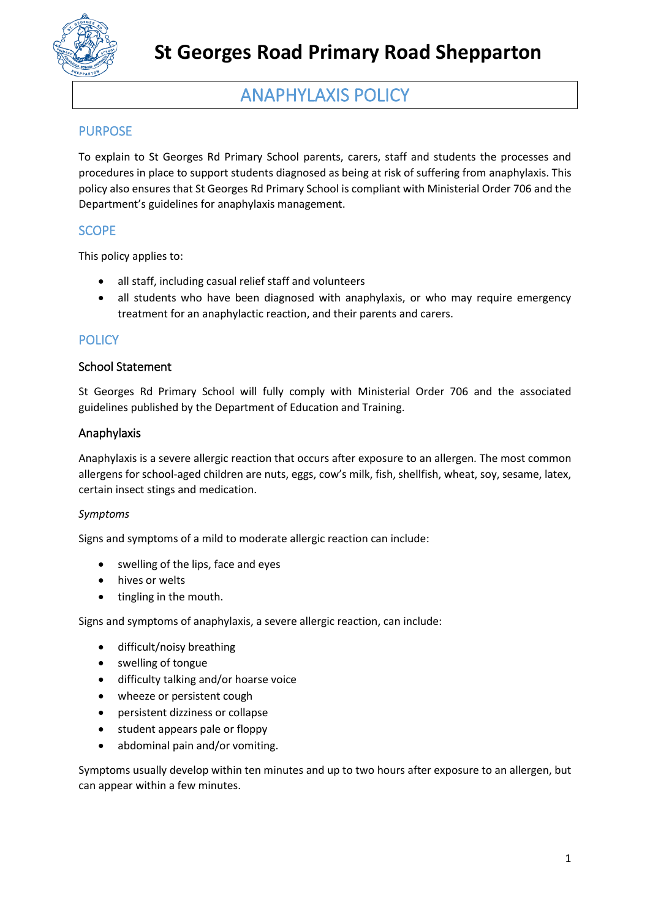# St Georges Road Primary Road Shepparton

## ANAPHYLAXIS POLICY

## PURPOSE

To explain to St Georges Rd Primary School parents, carers, staff and students the processes and procedures in place to support students diagnosed as being at risk of suffering from anaphylaxis. This policy also ensures that St Georges Rd Primary School is compliant with Ministerial Order 706 and the Department's guidelines for anaphylaxis management.

## SCOPE

This policy applies to:

- all staff, including casual relief staff and volunteers
- all students who have been diagnosed with anaphylaxis, or who may require emergency treatment for an anaphylactic reaction, and their parents and carers.

## POLICY

### School Statement

St Georges Rd Primary School will fully comply with Ministerial Order 706 and the associated guidelines published by the Department of Education and Training.

### Anaphylaxis

Anaphylaxis is a severe allergic reaction that occurs after exposure to an allergen. The most common allergens for school-aged children are nuts, eggs, cow's milk, fish, shellfish, wheat, soy, sesame, latex, certain insect stings and medication.

*Symptoms*

Signs and symptoms of a mild to moderate allergic reaction can include:

- swelling of the lips, face and eyes
- hives or welts
- tingling in the mouth.

Signs and symptoms of anaphylaxis, a severe allergic reaction, can include:

- difficult/noisy breathing
- swelling of tongue
- difficulty talking and/or hoarse voice
- wheeze or persistent cough
- persistent dizziness or collapse
- student appears pale or floppy
- abdominal pain and/or vomiting.

Symptoms usually develop within ten minutes and up to two hours after exposure to an allergen, but can appear within a few minutes.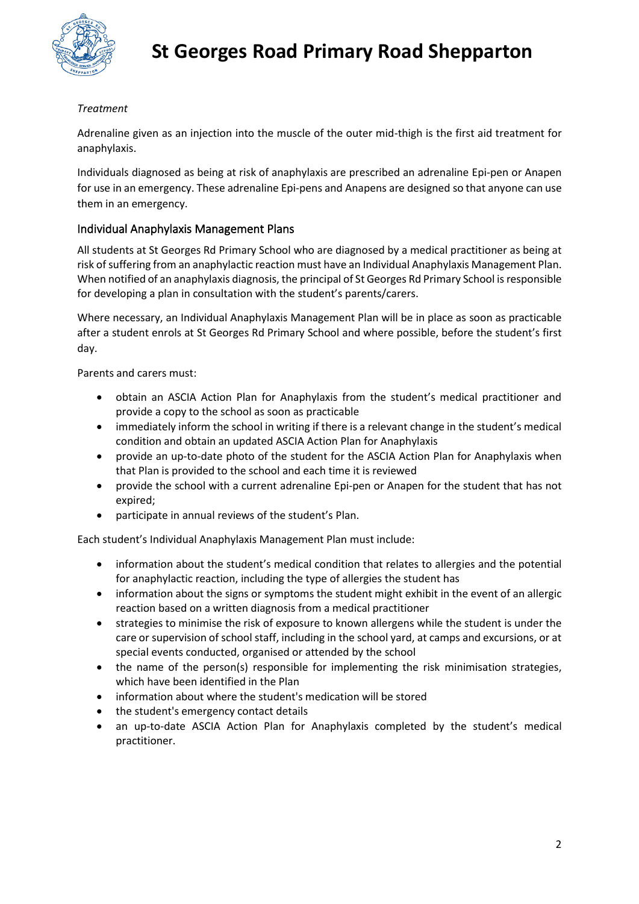*Treatment*

Adrenaline given as an injection into the muscle of the outer mid-thigh is the first aid treatment for anaphylaxis.

Individuals diagnosed as being at risk of anaphylaxis are prescribed an adrenaline Epi-pen or Anapen for use in an emergency. These adrenaline Epi-pens and Anapens are designed so that anyone can use them in an emergency.

## Individual Anaphylaxis Management Plans

All students at St Georges Rd Primary School who are diagnosed by a medical practitioner as being at risk of suffering from an anaphylactic reaction must have an Individual Anaphylaxis Management Plan. When notified of an anaphylaxis diagnosis, the principal of St Georges Rd Primary School is responsible for developing a plan in consultation with the student's parents/carers.

Where necessary, an Individual Anaphylaxis Management Plan will be in place as soon as practicable after a student enrols at St Georges Rd Primary School and where possible, before the student's first day.

Parents and carers must:

- obtain an ASCIA Action Plan for Anaphylaxis from the student's medical practitioner and provide a copy to the school as soon as practicable
- immediately inform the school in writing if there is a relevant change in the student's medical condition and obtain an updated ASCIA Action Plan for Anaphylaxis
- provide an up-to-date photo of the student for the ASCIA Action Plan for Anaphylaxis when that Plan is provided to the school and each time it is reviewed
- provide the school with a current adrenaline Epi-pen or Anapen for the student that has not expired;
- participate in annual reviews of the student's Plan.

Each student's Individual Anaphylaxis Management Plan must include:

- information about the student's medical condition that relates to allergies and the potential for anaphylactic reaction, including the type of allergies the student has
- information about the signs or symptoms the student might exhibit in the event of an allergic reaction based on a written diagnosis from a medical practitioner
- strategies to minimise the risk of exposure to known allergens while the student is under the care or supervision of school staff, including in the school yard, at camps and excursions, or at special events conducted, organised or attended by the school
- the name of the person(s) responsible for implementing the risk minimisation strategies, which have been identified in the Plan
- information about where the student's medication will be stored
- the student's emergency contact details
- an up-to-date ASCIA Action Plan for Anaphylaxis completed by the student's medical practitioner.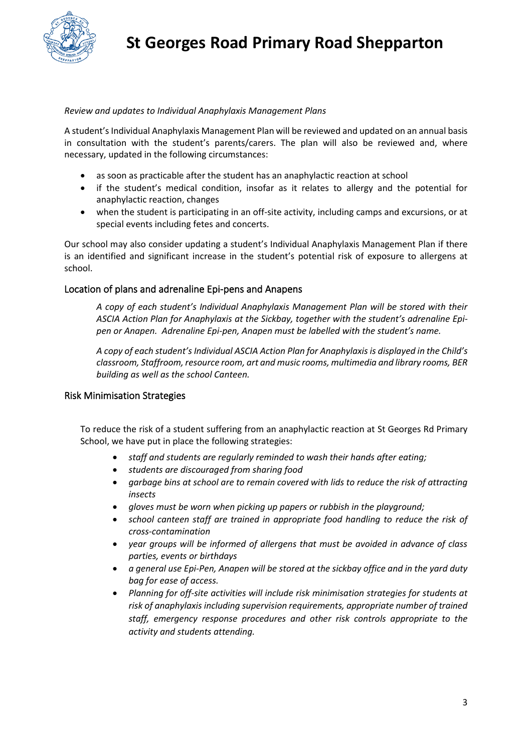*Review and updates to Individual Anaphylaxis Management Plans*

A student's Individual Anaphylaxis Management Plan will be reviewed and updated on an annual basis in consultation with the student's parents/carers. The plan will also be reviewed and, where necessary, updated in the following circumstances:

- as soon as practicable after the student has an anaphylactic reaction at school
- if the student's medical condition, insofar as it relates to allergy and the potential for anaphylactic reaction, changes
- when the student is participating in an off-site activity, including camps and excursions, or at special events including fetes and concerts.

Our school may also consider updating a student's Individual Anaphylaxis Management Plan if there is an identified and significant increase in the student's potential risk of exposure to allergens at school.

## Location of plans and adrenaline Epi-pens and Anapens

*A copy of each student's Individual Anaphylaxis Management Plan will be stored with their ASCIA Action Plan for Anaphylaxis at the Sickbay, together with the student's adrenaline Epi-pen or Anapen. Adrenaline Epi-pen, Anapen must be labelled with the student's name.*

*A copy of each student's Individual ASCIA Action Plan for Anaphylaxis is displayed in the Child's classroom, Staffroom, resource room, art and music rooms, multimedia and library rooms, BER building as well as the school Canteen.*

## Risk Minimisation Strategies

To reduce the risk of a student suffering from an anaphylactic reaction at St Georges Rd Primary School, we have put in place the following strategies:

- *staff and students are regularly reminded to wash their hands after eating;*
- *students are discouraged from sharing food*
- *garbage bins at school are to remain covered with lids to reduce the risk of attracting insects*
- *gloves must be worn when picking up papers or rubbish in the playground;*
- *school canteen staff are trained in appropriate food handling to reduce the risk of cross-contamination*
- *year groups will be informed of allergens that must be avoided in advance of class parties, events or birthdays*
- *a general use Epi-Pen, Anapen will be stored at the sickbay office and in the yard duty bag for ease of access.*
- *Planning for off-site activities will include risk minimisation strategies for students at risk of anaphylaxis including supervision requirements, appropriate number of trained staff, emergency response procedures and other risk controls appropriate to the activity and students attending.*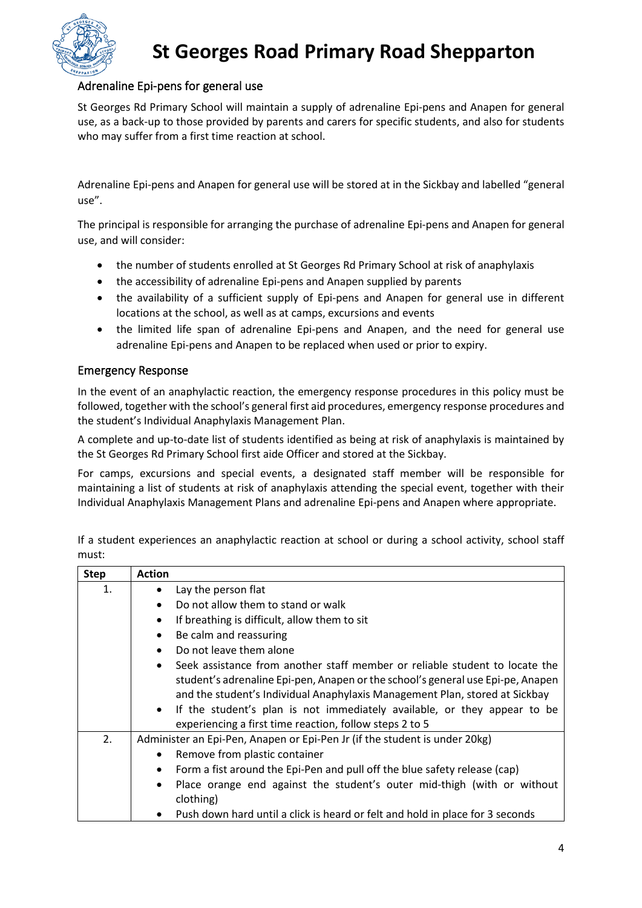## Adrenaline Epi-pens for general use

St Georges Rd Primary School will maintain a supply of adrenaline Epi-pens and Anapen for general use, as a back-up to those provided by parents and carers for specific students, and also for students who may suffer from a first time reaction at school.

Adrenaline Epi-pens and Anapen for general use will be stored at in the Sickbay and labelled "general use".

The principal is responsible for arranging the purchase of adrenaline Epi-pens and Anapen for general use, and will consider:

- the number of students enrolled at St Georges Rd Primary School at risk of anaphylaxis
- the accessibility of adrenaline Epi-pens and Anapen supplied by parents
- the availability of a sufficient supply of Epi-pens and Anapen for general use in different locations at the school, as well as at camps, excursions and events
- the limited life span of adrenaline Epi-pens and Anapen, and the need for general use adrenaline Epi-pens and Anapen to be replaced when used or prior to expiry.

## Emergency Response

In the event of an anaphylactic reaction, the emergency response procedures in this policy must be followed, together with the school's general first aid procedures, emergency response procedures and the student's Individual Anaphylaxis Management Plan.

A complete and up-to-date list of students identified as being at risk of anaphylaxis is maintained by the St Georges Rd Primary School first aide Officer and stored at the Sickbay.

For camps, excursions and special events, a designated staff member will be responsible for maintaining a list of students at risk of anaphylaxis attending the special event, together with their Individual Anaphylaxis Management Plans and adrenaline Epi-pens and Anapen where appropriate.

If a student experiences an anaphylactic reaction at school or during a school activity, school staff must:

| Step | Action |
|---|---|
| 1. | • Lay the person flat<br>• Do not allow them to stand or walk<br>• If breathing is difficult, allow them to sit<br>• Be calm and reassuring<br>• Do not leave them alone<br>• Seek assistance from another staff member or reliable student to locate the student's adrenaline Epi-pen, Anapen or the school's general use Epi-pe, Anapen and the student's Individual Anaphylaxis Management Plan, stored at Sickbay<br>• If the student's plan is not immediately available, or they appear to be experiencing a first time reaction, follow steps 2 to 5 |
| 2. | Administer an Epi-Pen, Anapen or Epi-Pen Jr (if the student is under 20kg)<br>• Remove from plastic container<br>• Form a fist around the Epi-Pen and pull off the blue safety release (cap)<br>• Place orange end against the student's outer mid-thigh (with or without clothing)<br>• Push down hard until a click is heard or felt and hold in place for 3 seconds |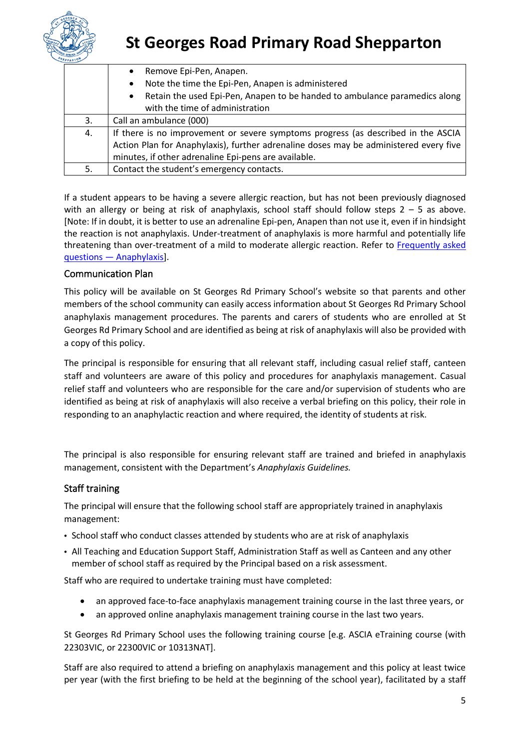| | |
|---|---|
| | • Remove Epi-Pen, Anapen.<br>• Note the time the Epi-Pen, Anapen is administered<br>• Retain the used Epi-Pen, Anapen to be handed to ambulance paramedics along with the time of administration |
| 3. | Call an ambulance (000) |
| 4. | If there is no improvement or severe symptoms progress (as described in the ASCIA Action Plan for Anaphylaxis), further adrenaline doses may be administered every five minutes, if other adrenaline Epi-pens are available. |
| 5. | Contact the student's emergency contacts. |

If a student appears to be having a severe allergic reaction, but has not been previously diagnosed with an allergy or being at risk of anaphylaxis, school staff should follow steps 2 – 5 as above. [Note: If in doubt, it is better to use an adrenaline Epi-pen, Anapen than not use it, even if in hindsight the reaction is not anaphylaxis. Under-treatment of anaphylaxis is more harmful and potentially life threatening than over-treatment of a mild to moderate allergic reaction. Refer to Frequently asked questions — Anaphylaxis].

## Communication Plan

This policy will be available on St Georges Rd Primary School's website so that parents and other members of the school community can easily access information about St Georges Rd Primary School anaphylaxis management procedures. The parents and carers of students who are enrolled at St Georges Rd Primary School and are identified as being at risk of anaphylaxis will also be provided with a copy of this policy.

The principal is responsible for ensuring that all relevant staff, including casual relief staff, canteen staff and volunteers are aware of this policy and procedures for anaphylaxis management. Casual relief staff and volunteers who are responsible for the care and/or supervision of students who are identified as being at risk of anaphylaxis will also receive a verbal briefing on this policy, their role in responding to an anaphylactic reaction and where required, the identity of students at risk.

The principal is also responsible for ensuring relevant staff are trained and briefed in anaphylaxis management, consistent with the Department's *Anaphylaxis Guidelines.*

## Staff training

The principal will ensure that the following school staff are appropriately trained in anaphylaxis management:

- School staff who conduct classes attended by students who are at risk of anaphylaxis
- All Teaching and Education Support Staff, Administration Staff as well as Canteen and any other member of school staff as required by the Principal based on a risk assessment.

Staff who are required to undertake training must have completed:

- an approved face-to-face anaphylaxis management training course in the last three years, or
- an approved online anaphylaxis management training course in the last two years.

St Georges Rd Primary School uses the following training course [e.g. ASCIA eTraining course (with 22303VIC, or 22300VIC or 10313NAT].

Staff are also required to attend a briefing on anaphylaxis management and this policy at least twice per year (with the first briefing to be held at the beginning of the school year), facilitated by a staff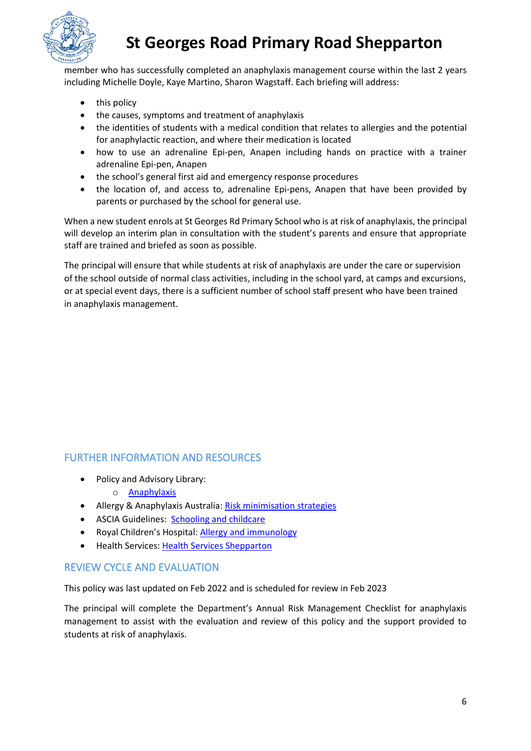member who has successfully completed an anaphylaxis management course within the last 2 years including Michelle Doyle, Kaye Martino, Sharon Wagstaff. Each briefing will address:

- this policy
- the causes, symptoms and treatment of anaphylaxis
- the identities of students with a medical condition that relates to allergies and the potential for anaphylactic reaction, and where their medication is located
- how to use an adrenaline Epi-pen, Anapen including hands on practice with a trainer adrenaline Epi-pen, Anapen
- the school's general first aid and emergency response procedures
- the location of, and access to, adrenaline Epi-pens, Anapen that have been provided by parents or purchased by the school for general use.

When a new student enrols at St Georges Rd Primary School who is at risk of anaphylaxis, the principal will develop an interim plan in consultation with the student's parents and ensure that appropriate staff are trained and briefed as soon as possible.

The principal will ensure that while students at risk of anaphylaxis are under the care or supervision of the school outside of normal class activities, including in the school yard, at camps and excursions, or at special event days, there is a sufficient number of school staff present who have been trained in anaphylaxis management.

## FURTHER INFORMATION AND RESOURCES

- Policy and Advisory Library:
  - Anaphylaxis
- Allergy & Anaphylaxis Australia: Risk minimisation strategies
- ASCIA Guidelines: Schooling and childcare
- Royal Children's Hospital: Allergy and immunology
- Health Services: Health Services Shepparton

## REVIEW CYCLE AND EVALUATION

This policy was last updated on Feb 2022 and is scheduled for review in Feb 2023

The principal will complete the Department's Annual Risk Management Checklist for anaphylaxis management to assist with the evaluation and review of this policy and the support provided to students at risk of anaphylaxis.